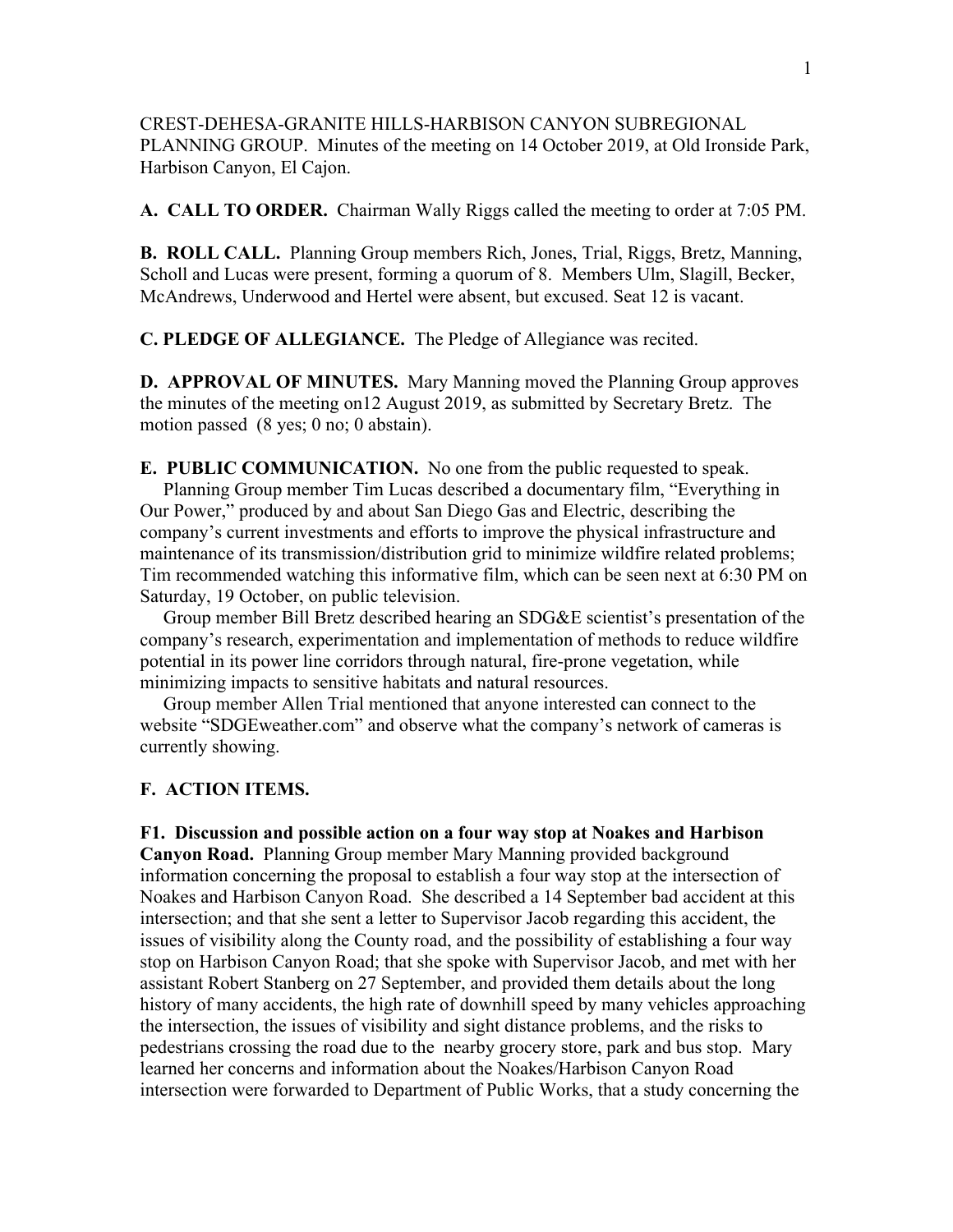CREST-DEHESA-GRANITE HILLS-HARBISON CANYON SUBREGIONAL PLANNING GROUP. Minutes of the meeting on 14 October 2019, at Old Ironside Park, Harbison Canyon, El Cajon.

**A. CALL TO ORDER.** Chairman Wally Riggs called the meeting to order at 7:05 PM.

**B. ROLL CALL.** Planning Group members Rich, Jones, Trial, Riggs, Bretz, Manning, Scholl and Lucas were present, forming a quorum of 8. Members Ulm, Slagill, Becker, McAndrews, Underwood and Hertel were absent, but excused. Seat 12 is vacant.

**C. PLEDGE OF ALLEGIANCE.** The Pledge of Allegiance was recited.

**D. APPROVAL OF MINUTES.** Mary Manning moved the Planning Group approves the minutes of the meeting on12 August 2019, as submitted by Secretary Bretz. The motion passed (8 yes; 0 no; 0 abstain).

**E. PUBLIC COMMUNICATION.** No one from the public requested to speak.

Planning Group member Tim Lucas described a documentary film, "Everything in Our Power," produced by and about San Diego Gas and Electric, describing the company's current investments and efforts to improve the physical infrastructure and maintenance of its transmission/distribution grid to minimize wildfire related problems; Tim recommended watching this informative film, which can be seen next at 6:30 PM on Saturday, 19 October, on public television.

Group member Bill Bretz described hearing an SDG&E scientist's presentation of the company's research, experimentation and implementation of methods to reduce wildfire potential in its power line corridors through natural, fire-prone vegetation, while minimizing impacts to sensitive habitats and natural resources.

Group member Allen Trial mentioned that anyone interested can connect to the website "SDGEweather.com" and observe what the company's network of cameras is currently showing.

**F. ACTION ITEMS.**

**F1. Discussion and possible action on a four way stop at Noakes and Harbison Canyon Road.** Planning Group member Mary Manning provided background information concerning the proposal to establish a four way stop at the intersection of Noakes and Harbison Canyon Road. She described a 14 September bad accident at this intersection; and that she sent a letter to Supervisor Jacob regarding this accident, the issues of visibility along the County road, and the possibility of establishing a four way stop on Harbison Canyon Road; that she spoke with Supervisor Jacob, and met with her assistant Robert Stanberg on 27 September, and provided them details about the long history of many accidents, the high rate of downhill speed by many vehicles approaching the intersection, the issues of visibility and sight distance problems, and the risks to pedestrians crossing the road due to the nearby grocery store, park and bus stop. Mary learned her concerns and information about the Noakes/Harbison Canyon Road intersection were forwarded to Department of Public Works, that a study concerning the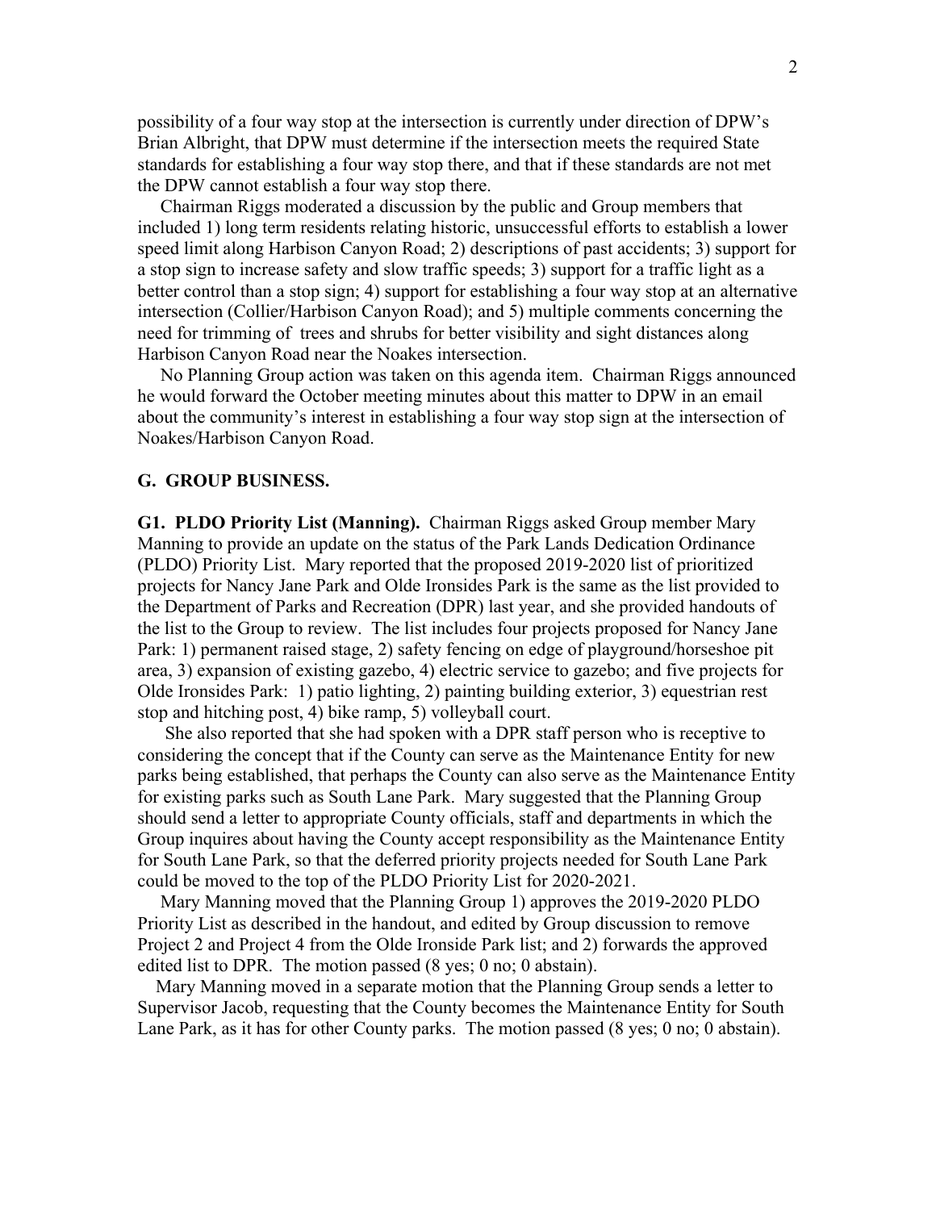possibility of a four way stop at the intersection is currently under direction of DPW's Brian Albright, that DPW must determine if the intersection meets the required State standards for establishing a four way stop there, and that if these standards are not met the DPW cannot establish a four way stop there.

Chairman Riggs moderated a discussion by the public and Group members that included 1) long term residents relating historic, unsuccessful efforts to establish a lower speed limit along Harbison Canyon Road; 2) descriptions of past accidents; 3) support for a stop sign to increase safety and slow traffic speeds; 3) support for a traffic light as a better control than a stop sign; 4) support for establishing a four way stop at an alternative intersection (Collier/Harbison Canyon Road); and 5) multiple comments concerning the need for trimming of trees and shrubs for better visibility and sight distances along Harbison Canyon Road near the Noakes intersection.

No Planning Group action was taken on this agenda item. Chairman Riggs announced he would forward the October meeting minutes about this matter to DPW in an email about the community's interest in establishing a four way stop sign at the intersection of Noakes/Harbison Canyon Road.

## G. GROUP BUSINESS.

**G1. PLDO Priority List (Manning).** Chairman Riggs asked Group member Mary Manning to provide an update on the status of the Park Lands Dedication Ordinance (PLDO) Priority List. Mary reported that the proposed 2019-2020 list of prioritized projects for Nancy Jane Park and Olde Ironsides Park is the same as the list provided to the Department of Parks and Recreation (DPR) last year, and she provided handouts of the list to the Group to review. The list includes four projects proposed for Nancy Jane Park: 1) permanent raised stage, 2) safety fencing on edge of playground/horseshoe pit area, 3) expansion of existing gazebo, 4) electric service to gazebo; and five projects for Olde Ironsides Park: 1) patio lighting, 2) painting building exterior, 3) equestrian rest stop and hitching post, 4) bike ramp, 5) volleyball court.

She also reported that she had spoken with a DPR staff person who is receptive to considering the concept that if the County can serve as the Maintenance Entity for new parks being established, that perhaps the County can also serve as the Maintenance Entity for existing parks such as South Lane Park. Mary suggested that the Planning Group should send a letter to appropriate County officials, staff and departments in which the Group inquires about having the County accept responsibility as the Maintenance Entity for South Lane Park, so that the deferred priority projects needed for South Lane Park could be moved to the top of the PLDO Priority List for 2020-2021.

Mary Manning moved that the Planning Group 1) approves the 2019-2020 PLDO Priority List as described in the handout, and edited by Group discussion to remove Project 2 and Project 4 from the Olde Ironside Park list; and 2) forwards the approved edited list to DPR. The motion passed (8 yes; 0 no; 0 abstain).

Mary Manning moved in a separate motion that the Planning Group sends a letter to Supervisor Jacob, requesting that the County becomes the Maintenance Entity for South Lane Park, as it has for other County parks. The motion passed (8 yes; 0 no; 0 abstain).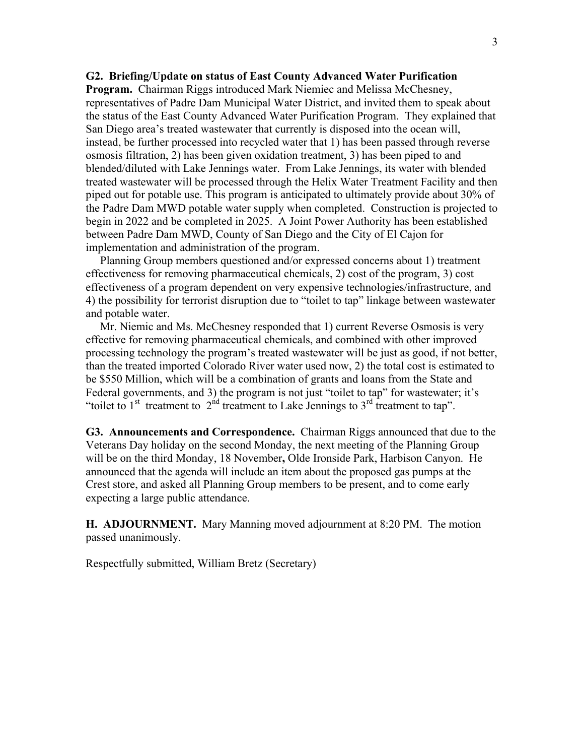**G2. Briefing/Update on status of East County Advanced Water Purification Program.** Chairman Riggs introduced Mark Niemiec and Melissa McChesney, representatives of Padre Dam Municipal Water District, and invited them to speak about the status of the East County Advanced Water Purification Program. They explained that San Diego area's treated wastewater that currently is disposed into the ocean will, instead, be further processed into recycled water that 1) has been passed through reverse osmosis filtration, 2) has been given oxidation treatment, 3) has been piped to and blended/diluted with Lake Jennings water. From Lake Jennings, its water with blended treated wastewater will be processed through the Helix Water Treatment Facility and then piped out for potable use. This program is anticipated to ultimately provide about 30% of the Padre Dam MWD potable water supply when completed. Construction is projected to begin in 2022 and be completed in 2025. A Joint Power Authority has been established between Padre Dam MWD, County of San Diego and the City of El Cajon for implementation and administration of the program.

Planning Group members questioned and/or expressed concerns about 1) treatment effectiveness for removing pharmaceutical chemicals, 2) cost of the program, 3) cost effectiveness of a program dependent on very expensive technologies/infrastructure, and 4) the possibility for terrorist disruption due to "toilet to tap" linkage between wastewater and potable water.

Mr. Niemic and Ms. McChesney responded that 1) current Reverse Osmosis is very effective for removing pharmaceutical chemicals, and combined with other improved processing technology the program's treated wastewater will be just as good, if not better, than the treated imported Colorado River water used now, 2) the total cost is estimated to be $550 Million, which will be a combination of grants and loans from the State and Federal governments, and 3) the program is not just "toilet to tap" for wastewater; it's "toilet to 1st treatment to 2nd treatment to Lake Jennings to 3rd treatment to tap".

**G3. Announcements and Correspondence.** Chairman Riggs announced that due to the Veterans Day holiday on the second Monday, the next meeting of the Planning Group will be on the third Monday, 18 November**,** Olde Ironside Park, Harbison Canyon. He announced that the agenda will include an item about the proposed gas pumps at the Crest store, and asked all Planning Group members to be present, and to come early expecting a large public attendance.

**H. ADJOURNMENT.** Mary Manning moved adjournment at 8:20 PM. The motion passed unanimously.

Respectfully submitted, William Bretz (Secretary)